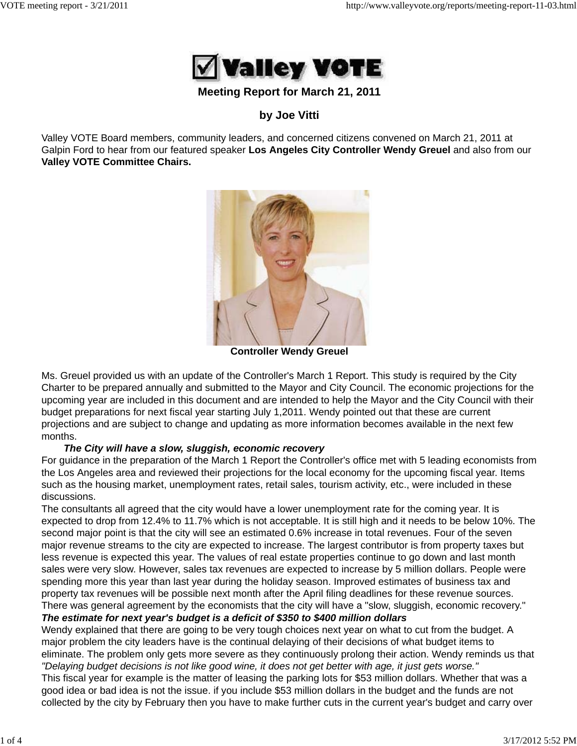# Valley VOTE

## Meeting Report for March 21, 2011

### by Joe Vitti

Valley VOTE Board members, community leaders, and concerned citizens convened on March 21, 2011 at Galpin Ford to hear from our featured speaker **Los Angeles City Controller Wendy Greuel** and also from our **Valley VOTE Committee Chairs.**

**Controller Wendy Greuel**

Ms. Greuel provided us with an update of the Controller's March 1 Report. This study is required by the City Charter to be prepared annually and submitted to the Mayor and City Council. The economic projections for the upcoming year are included in this document and are intended to help the Mayor and the City Council with their budget preparations for next fiscal year starting July 1,2011. Wendy pointed out that these are current projections and are subject to change and updating as more information becomes available in the next few months.

***The City will have a slow, sluggish, economic recovery***

For guidance in the preparation of the March 1 Report the Controller's office met with 5 leading economists from the Los Angeles area and reviewed their projections for the local economy for the upcoming fiscal year. Items such as the housing market, unemployment rates, retail sales, tourism activity, etc., were included in these discussions.

The consultants all agreed that the city would have a lower unemployment rate for the coming year. It is expected to drop from 12.4% to 11.7% which is not acceptable. It is still high and it needs to be below 10%. The second major point is that the city will see an estimated 0.6% increase in total revenues. Four of the seven major revenue streams to the city are expected to increase. The largest contributor is from property taxes but less revenue is expected this year. The values of real estate properties continue to go down and last month sales were very slow. However, sales tax revenues are expected to increase by 5 million dollars. People were spending more this year than last year during the holiday season. Improved estimates of business tax and property tax revenues will be possible next month after the April filing deadlines for these revenue sources.

There was general agreement by the economists that the city will have a "slow, sluggish, economic recovery."

***The estimate for next year's budget is a deficit of $350 to $400 million dollars***

Wendy explained that there are going to be very tough choices next year on what to cut from the budget. A major problem the city leaders have is the continual delaying of their decisions of what budget items to eliminate. The problem only gets more severe as they continuously prolong their action. Wendy reminds us that *"Delaying budget decisions is not like good wine, it does not get better with age, it just gets worse."*

This fiscal year for example is the matter of leasing the parking lots for $53 million dollars. Whether that was a good idea or bad idea is not the issue. if you include $53 million dollars in the budget and the funds are not collected by the city by February then you have to make further cuts in the current year's budget and carry over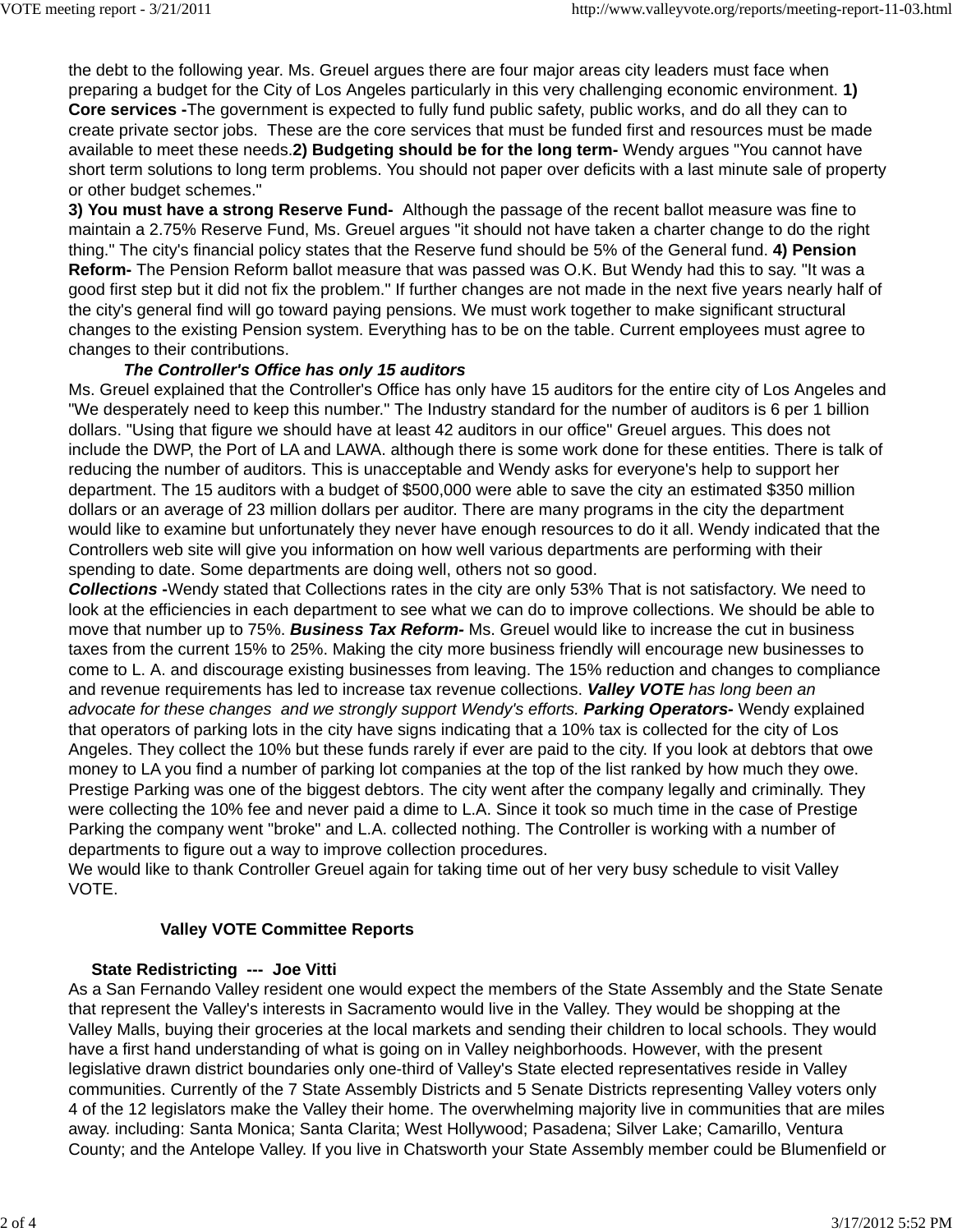the debt to the following year. Ms. Greuel argues there are four major areas city leaders must face when preparing a budget for the City of Los Angeles particularly in this very challenging economic environment. **1) Core services -**The government is expected to fully fund public safety, public works, and do all they can to create private sector jobs. These are the core services that must be funded first and resources must be made available to meet these needs.**2) Budgeting should be for the long term-** Wendy argues "You cannot have short term solutions to long term problems. You should not paper over deficits with a last minute sale of property or other budget schemes."

**3) You must have a strong Reserve Fund-** Although the passage of the recent ballot measure was fine to maintain a 2.75% Reserve Fund, Ms. Greuel argues "it should not have taken a charter change to do the right thing." The city's financial policy states that the Reserve fund should be 5% of the General fund. **4) Pension Reform-** The Pension Reform ballot measure that was passed was O.K. But Wendy had this to say. "It was a good first step but it did not fix the problem." If further changes are not made in the next five years nearly half of the city's general find will go toward paying pensions. We must work together to make significant structural changes to the existing Pension system. Everything has to be on the table. Current employees must agree to changes to their contributions.

***The Controller's Office has only 15 auditors***

Ms. Greuel explained that the Controller's Office has only have 15 auditors for the entire city of Los Angeles and "We desperately need to keep this number." The Industry standard for the number of auditors is 6 per 1 billion dollars. "Using that figure we should have at least 42 auditors in our office" Greuel argues. This does not include the DWP, the Port of LA and LAWA. although there is some work done for these entities. There is talk of reducing the number of auditors. This is unacceptable and Wendy asks for everyone's help to support her department. The 15 auditors with a budget of $500,000 were able to save the city an estimated $350 million dollars or an average of 23 million dollars per auditor. There are many programs in the city the department would like to examine but unfortunately they never have enough resources to do it all. Wendy indicated that the Controllers web site will give you information on how well various departments are performing with their spending to date. Some departments are doing well, others not so good.

***Collections*** **-**Wendy stated that Collections rates in the city are only 53% That is not satisfactory. We need to look at the efficiencies in each department to see what we can do to improve collections. We should be able to move that number up to 75%. ***Business Tax Reform-*** Ms. Greuel would like to increase the cut in business taxes from the current 15% to 25%. Making the city more business friendly will encourage new businesses to come to L. A. and discourage existing businesses from leaving. The 15% reduction and changes to compliance and revenue requirements has led to increase tax revenue collections. ***Valley VOTE*** *has long been an advocate for these changes and we strongly support Wendy's efforts.* ***Parking Operators-*** Wendy explained that operators of parking lots in the city have signs indicating that a 10% tax is collected for the city of Los Angeles. They collect the 10% but these funds rarely if ever are paid to the city. If you look at debtors that owe money to LA you find a number of parking lot companies at the top of the list ranked by how much they owe. Prestige Parking was one of the biggest debtors. The city went after the company legally and criminally. They were collecting the 10% fee and never paid a dime to L.A. Since it took so much time in the case of Prestige Parking the company went "broke" and L.A. collected nothing. The Controller is working with a number of departments to figure out a way to improve collection procedures.

We would like to thank Controller Greuel again for taking time out of her very busy schedule to visit Valley VOTE.

## Valley VOTE Committee Reports

### State Redistricting --- Joe Vitti

As a San Fernando Valley resident one would expect the members of the State Assembly and the State Senate that represent the Valley's interests in Sacramento would live in the Valley. They would be shopping at the Valley Malls, buying their groceries at the local markets and sending their children to local schools. They would have a first hand understanding of what is going on in Valley neighborhoods. However, with the present legislative drawn district boundaries only one-third of Valley's State elected representatives reside in Valley communities. Currently of the 7 State Assembly Districts and 5 Senate Districts representing Valley voters only 4 of the 12 legislators make the Valley their home. The overwhelming majority live in communities that are miles away. including: Santa Monica; Santa Clarita; West Hollywood; Pasadena; Silver Lake; Camarillo, Ventura County; and the Antelope Valley. If you live in Chatsworth your State Assembly member could be Blumenfield or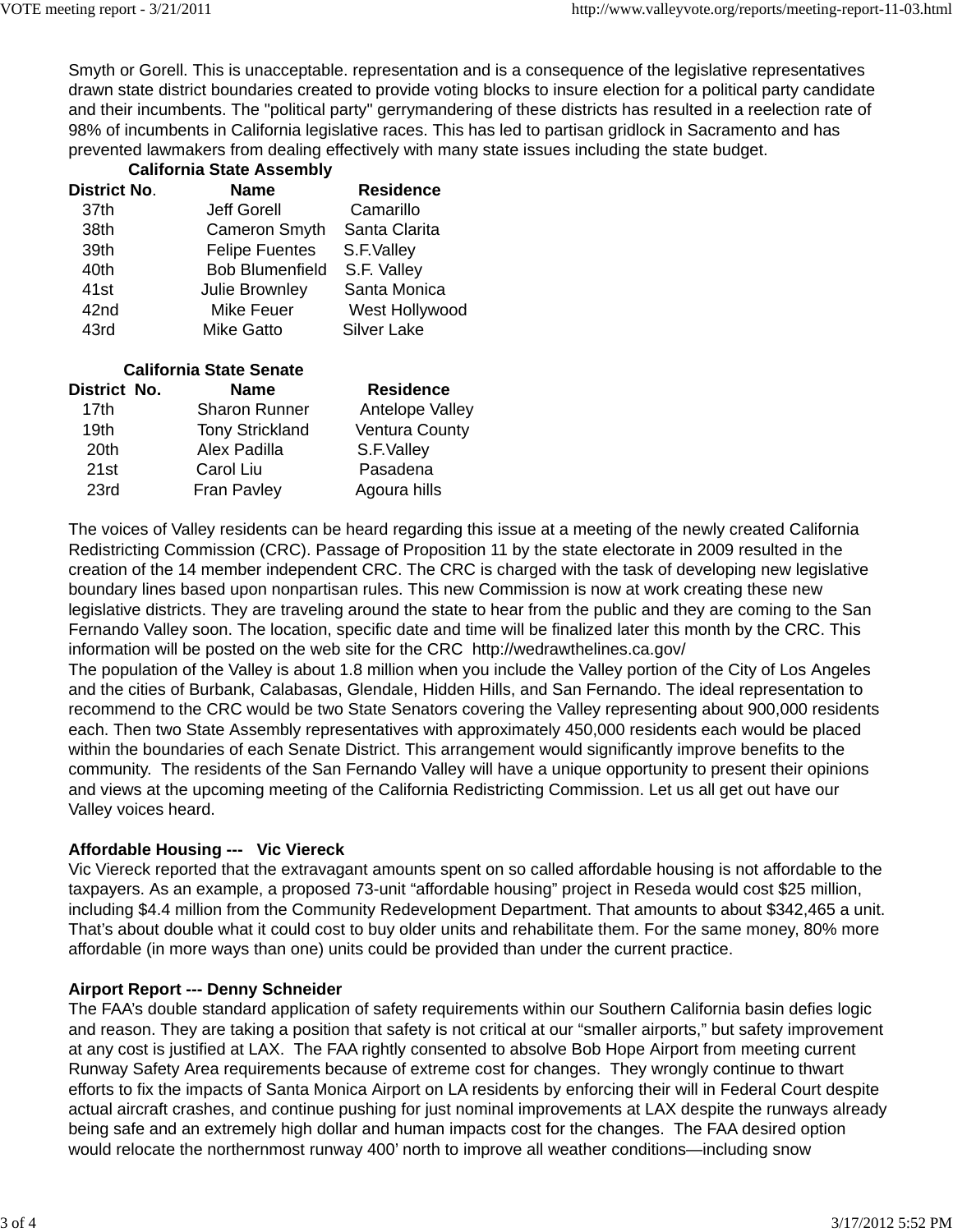Smyth or Gorell. This is unacceptable. representation and is a consequence of the legislative representatives drawn state district boundaries created to provide voting blocks to insure election for a political party candidate and their incumbents. The "political party" gerrymandering of these districts has resulted in a reelection rate of 98% of incumbents in California legislative races. This has led to partisan gridlock in Sacramento and has prevented lawmakers from dealing effectively with many state issues including the state budget.

**California State Assembly**

| **District No**. | **Name** | **Residence** |
|---|---|---|
| 37th | Jeff Gorell | Camarillo |
| 38th | Cameron Smyth | Santa Clarita |
| 39th | Felipe Fuentes | S.F.Valley |
| 40th | Bob Blumenfield | S.F. Valley |
| 41st | Julie Brownley | Santa Monica |
| 42nd | Mike Feuer | West Hollywood |
| 43rd | Mike Gatto | Silver Lake |

**California State Senate**

| **District No.** | **Name** | **Residence** |
|---|---|---|
| 17th | Sharon Runner | Antelope Valley |
| 19th | Tony Strickland | Ventura County |
| 20th | Alex Padilla | S.F.Valley |
| 21st | Carol Liu | Pasadena |
| 23rd | Fran Pavley | Agoura hills |

The voices of Valley residents can be heard regarding this issue at a meeting of the newly created California Redistricting Commission (CRC). Passage of Proposition 11 by the state electorate in 2009 resulted in the creation of the 14 member independent CRC. The CRC is charged with the task of developing new legislative boundary lines based upon nonpartisan rules. This new Commission is now at work creating these new legislative districts. They are traveling around the state to hear from the public and they are coming to the San Fernando Valley soon. The location, specific date and time will be finalized later this month by the CRC. This information will be posted on the web site for the CRC http://wedrawthelines.ca.gov/

The population of the Valley is about 1.8 million when you include the Valley portion of the City of Los Angeles and the cities of Burbank, Calabasas, Glendale, Hidden Hills, and San Fernando. The ideal representation to recommend to the CRC would be two State Senators covering the Valley representing about 900,000 residents each. Then two State Assembly representatives with approximately 450,000 residents each would be placed within the boundaries of each Senate District. This arrangement would significantly improve benefits to the community. The residents of the San Fernando Valley will have a unique opportunity to present their opinions and views at the upcoming meeting of the California Redistricting Commission. Let us all get out have our Valley voices heard.

**Affordable Housing --- Vic Viereck**

Vic Viereck reported that the extravagant amounts spent on so called affordable housing is not affordable to the taxpayers. As an example, a proposed 73-unit “affordable housing” project in Reseda would cost $25 million, including $4.4 million from the Community Redevelopment Department. That amounts to about $342,465 a unit. That’s about double what it could cost to buy older units and rehabilitate them. For the same money, 80% more affordable (in more ways than one) units could be provided than under the current practice.

**Airport Report --- Denny Schneider**

The FAA’s double standard application of safety requirements within our Southern California basin defies logic and reason. They are taking a position that safety is not critical at our “smaller airports,” but safety improvement at any cost is justified at LAX. The FAA rightly consented to absolve Bob Hope Airport from meeting current Runway Safety Area requirements because of extreme cost for changes. They wrongly continue to thwart efforts to fix the impacts of Santa Monica Airport on LA residents by enforcing their will in Federal Court despite actual aircraft crashes, and continue pushing for just nominal improvements at LAX despite the runways already being safe and an extremely high dollar and human impacts cost for the changes. The FAA desired option would relocate the northernmost runway 400’ north to improve all weather conditions—including snow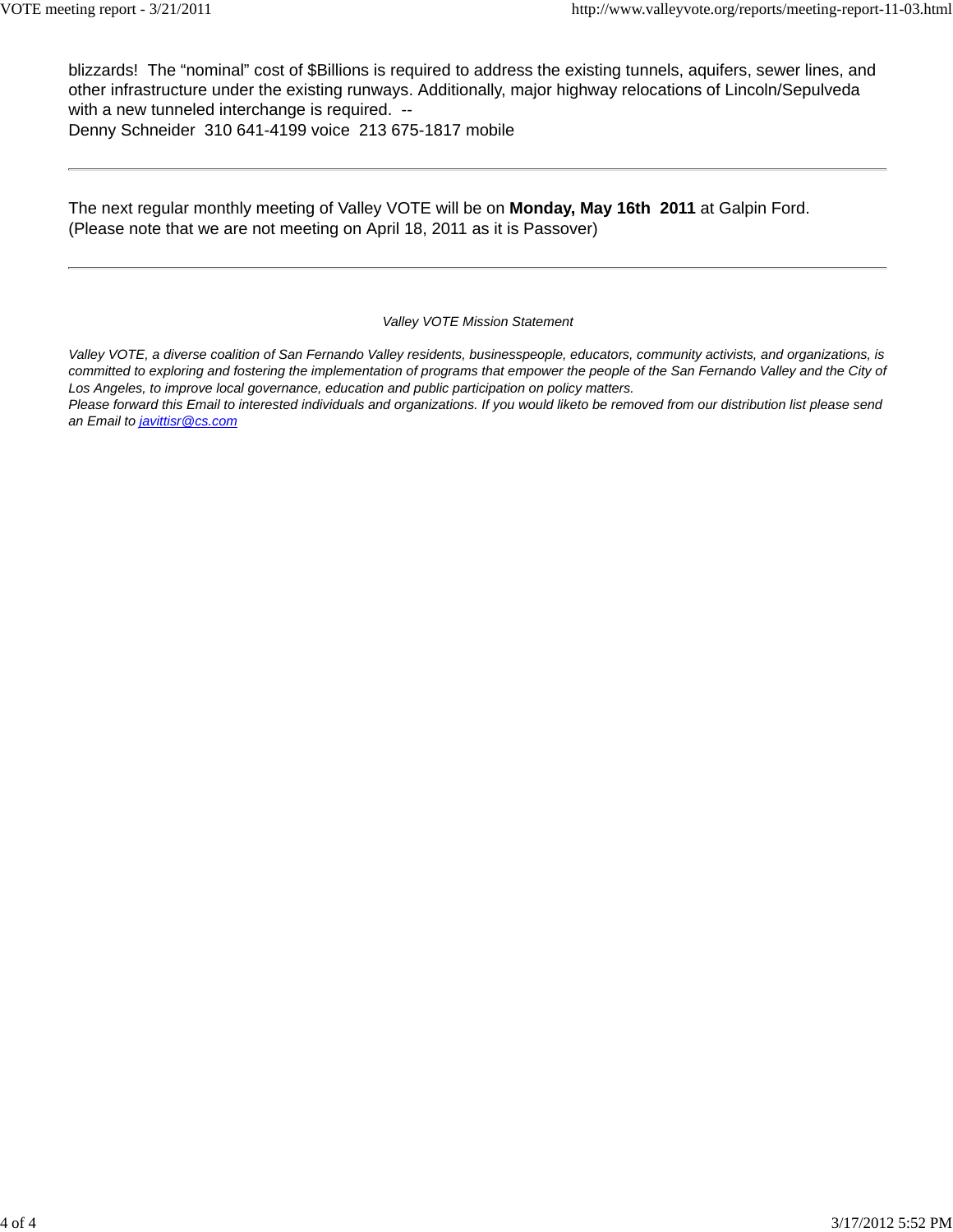blizzards! The “nominal” cost of $Billions is required to address the existing tunnels, aquifers, sewer lines, and other infrastructure under the existing runways. Additionally, major highway relocations of Lincoln/Sepulveda with a new tunneled interchange is required. --
Denny Schneider 310 641-4199 voice 213 675-1817 mobile

---

The next regular monthly meeting of Valley VOTE will be on **Monday, May 16th 2011** at Galpin Ford.
(Please note that we are not meeting on April 18, 2011 as it is Passover)

---

*Valley VOTE Mission Statement*

*Valley VOTE, a diverse coalition of San Fernando Valley residents, businesspeople, educators, community activists, and organizations, is committed to exploring and fostering the implementation of programs that empower the people of the San Fernando Valley and the City of Los Angeles, to improve local governance, education and public participation on policy matters.*
*Please forward this Email to interested individuals and organizations. If you would liketo be removed from our distribution list please send an Email to javittisr@cs.com*